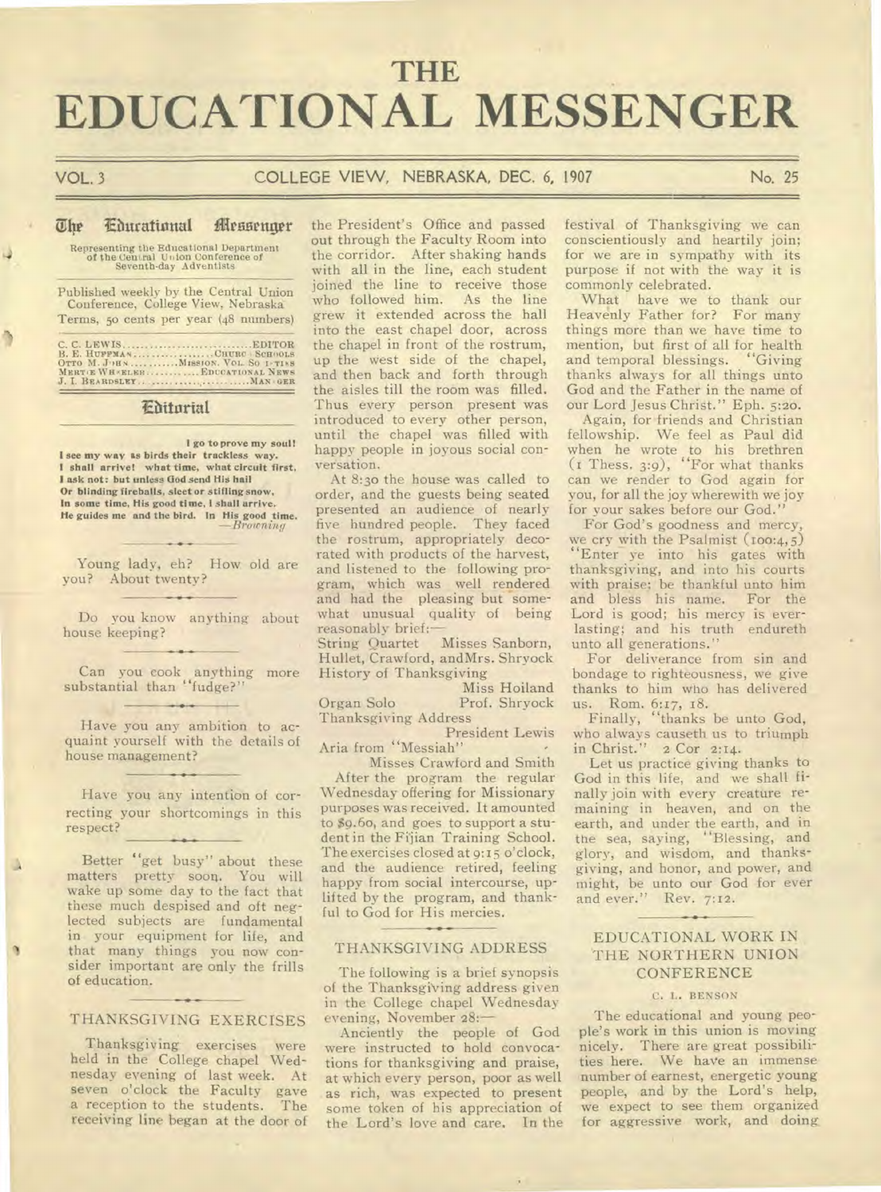# THE EDUCATIONAL MESSENGER

VOL. 3 COLLEGE VIEW, NEBRASKA, DEC. 6, 1907 No. 25

## The Educational Messenger

Representing the Educational Department of the Central Union Conference of Seventh-day Adventists

Published weekly by the Central Union Conference, College View, Nebraska
Terms, 50 cents per year (48 numbers)

C. C. LEWIS ..... EDITOR
B. E. HUFFMAN ..... CHURCH SCHOOLS
OTTO M. JOHN ..... MISSION. VOL. SOCIETIES
MERTIE WHEELER ..... EDUCATIONAL NEWS
J. I. BEARDSLEY ..... MANAGER

## Editorial

I go to prove my soul!
I see my way as birds their trackless way.
I shall arrive! what time, what circuit first,
I ask not: but unless God send His hail
Or blinding fireballs, sleet or stifling snow,
In some time, His good time, I shall arrive.
He guides me and the bird. In His good time.
—*Browning*

Young lady, eh? How old are you? About twenty?

Do you know anything about house keeping?

Can you cook anything more substantial than "fudge?"

Have you any ambition to acquaint yourself with the details of house management?

Have you any intention of correcting your shortcomings in this respect?

Better "get busy" about these matters pretty soon. You will wake up some day to the fact that these much despised and oft neglected subjects are fundamental in your equipment for life, and that many things you now consider important are only the frills of education.

### THANKSGIVING EXERCISES

Thanksgiving exercises were held in the College chapel Wednesday evening of last week. At seven o'clock the Faculty gave a reception to the students. The receiving line began at the door of the President's Office and passed out through the Faculty Room into the corridor. After shaking hands with all in the line, each student joined the line to receive those who followed him. As the line grew it extended across the hall into the east chapel door, across the chapel in front of the rostrum, up the west side of the chapel, and then back and forth through the aisles till the room was filled. Thus every person present was introduced to every other person, until the chapel was filled with happy people in joyous social conversation.

At 8:30 the house was called to order, and the guests being seated presented an audience of nearly five hundred people. They faced the rostrum, appropriately decorated with products of the harvest, and listened to the following program, which was well rendered and had the pleasing but somewhat unusual quality of being reasonably brief:—

String Quartet — Misses Sanborn, Hullet, Crawford, and Mrs. Shryock
History of Thanksgiving — Miss Hoiland
Organ Solo — Prof. Shryock
Thanksgiving Address — President Lewis
Aria from "Messiah" — Misses Crawford and Smith

After the program the regular Wednesday offering for Missionary purposes was received. It amounted to $9.60, and goes to support a student in the Fijian Training School. The exercises closed at 9:15 o'clock, and the audience retired, feeling happy from social intercourse, uplifted by the program, and thankful to God for His mercies.

### THANKSGIVING ADDRESS

The following is a brief synopsis of the Thanksgiving address given in the College chapel Wednesday evening, November 28:—

Anciently the people of God were instructed to hold convocations for thanksgiving and praise, at which every person, poor as well as rich, was expected to present some token of his appreciation of the Lord's love and care. In the festival of Thanksgiving we can conscientiously and heartily join; for we are in sympathy with its purpose if not with the way it is commonly celebrated.

What have we to thank our Heavenly Father for? For many things more than we have time to mention, but first of all for health and temporal blessings. "Giving thanks always for all things unto God and the Father in the name of our Lord Jesus Christ." Eph. 5:20.

Again, for friends and Christian fellowship. We feel as Paul did when he wrote to his brethren (1 Thess. 3:9), "For what thanks can we render to God again for you, for all the joy wherewith we joy for your sakes before our God."

For God's goodness and mercy, we cry with the Psalmist (100:4, 5) "Enter ye into his gates with thanksgiving, and into his courts with praise; be thankful unto him and bless his name. For the Lord is good; his mercy is everlasting; and his truth endureth unto all generations."

For deliverance from sin and bondage to righteousness, we give thanks to him who has delivered us. Rom. 6:17, 18.

Finally, "thanks be unto God, who always causeth us to triumph in Christ." 2 Cor 2:14.

Let us practice giving thanks to God in this life, and we shall finally join with every creature remaining in heaven, and on the earth, and under the earth, and in the sea, saying, "Blessing, and glory, and wisdom, and thanksgiving, and honor, and power, and might, be unto our God for ever and ever." Rev. 7:12.

### EDUCATIONAL WORK IN THE NORTHERN UNION CONFERENCE

C. L. BENSON

The educational and young people's work in this union is moving nicely. There are great possibilities here. We have an immense number of earnest, energetic young people, and by the Lord's help, we expect to see them organized for aggressive work, and doing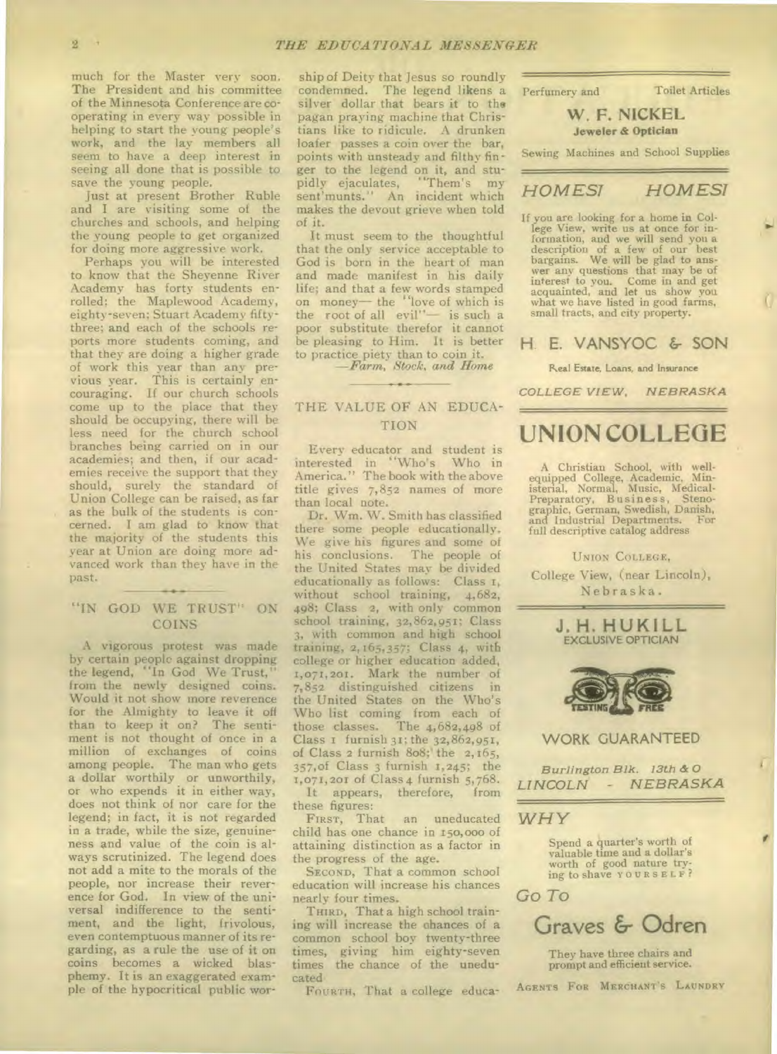much for the Master very soon. The President and his committee of the Minnesota Conference are cooperating in every way possible in helping to start the young people's work, and the lay members all seem to have a deep interest in seeing all done that is possible to save the young people.

Just at present Brother Ruble and I are visiting some of the churches and schools, and helping the young people to get organized for doing more aggressive work.

Perhaps you will be interested to know that the Sheyenne River Academy has forty students enrolled; the Maplewood Academy, eighty-seven; Stuart Academy fifty-three; and each of the schools reports more students coming, and that they are doing a higher grade of work this year than any previous year. This is certainly encouraging. If our church schools come up to the place that they should be occupying, there will be less need for the church school branches being carried on in our academies; and then, if our academies receive the support that they should, surely the standard of Union College can be raised, as far as the bulk of the students is concerned. I am glad to know that the majority of the students this year at Union are doing more advanced work than they have in the past.

## "IN GOD WE TRUST" ON COINS

A vigorous protest was made by certain people against dropping the legend, "In God We Trust," from the newly designed coins. Would it not show more reverence for the Almighty to leave it off than to keep it on? The sentiment is not thought of once in a million of exchanges of coins among people. The man who gets a dollar worthily or unworthily, or who expends it in either way, does not think of nor care for the legend; in fact, it is not regarded in a trade, while the size, genuineness and value of the coin is always scrutinized. The legend does not add a mite to the morals of the people, nor increase their reverence for God. In view of the universal indifference to the sentiment, and the light, frivolous, even contemptuous manner of its regarding, as a rule the use of it on coins becomes a wicked blasphemy. It is an exaggerated example of the hypocritical public worship of Deity that Jesus so roundly condemned. The legend likens a silver dollar that bears it to the pagan praying machine that Christians like to ridicule. A drunken loafer passes a coin over the bar, points with unsteady and filthy finger to the legend on it, and stupidly ejaculates, "Them's my sent'munts." An incident which makes the devout grieve when told of it.

It must seem to the thoughtful that the only service acceptable to God is born in the heart of man and made manifest in his daily life; and that a few words stamped on money— the "love of which is the root of all evil"— is such a poor substitute therefor it cannot be pleasing to Him. It is better to practice piety than to coin it.

—*Farm, Stock, and Home*

## THE VALUE OF AN EDUCATION

Every educator and student is interested in "Who's Who in America." The book with the above title gives 7,852 names of more than local note.

Dr. Wm. W. Smith has classified there some people educationally. We give his figures and some of his conclusions. The people of the United States may be divided educationally as follows: Class 1, without school training, 4,682,498; Class 2, with only common school training, 32,862,951; Class 3, with common and high school training, 2,165,357; Class 4, with college or higher education added, 1,071,201. Mark the number of 7,852 distinguished citizens in the United States on the Who's Who list coming from each of those classes. The 4,682,498 of Class 1 furnish 31; the 32,862,951, of Class 2 furnish 808; the 2,165,357, of Class 3 furnish 1,245; the 1,071,201 of Class 4 furnish 5,768.

It appears, therefore, from these figures:

FIRST, That an uneducated child has one chance in 150,000 of attaining distinction as a factor in the progress of the age.

SECOND, That a common school education will increase his chances nearly four times.

THIRD, That a high school training will increase the chances of a common school boy twenty-three times, giving him eighty-seven times the chance of the uneducated

FOURTH, That a college educa-

---

Perfumery and Toilet Articles

**W. F. NICKEL**
**Jeweler & Optician**

Sewing Machines and School Supplies

---

## *HOMES! HOMES!*

If you are looking for a home in College View, write us at once for information, and we will send you a description of a few of our best bargains. We will be glad to answer any questions that may be of interest to you. Come in and get acquainted, and let us show you what we have listed in good farms, small tracts, and city property.

**H. E. VANSYOC & SON**

Real Estate, Loans, and Insurance

*COLLEGE VIEW, NEBRASKA*

---

# UNION COLLEGE

A Christian School, with well-equipped College, Academic, Ministerial, Normal, Music, Medical-Preparatory, Business, Stenographic, German, Swedish, Danish, and Industrial Departments. For full descriptive catalog address

UNION COLLEGE,
College View, (near Lincoln),
Nebraska.

---

**J. H. HUKILL**
**EXCLUSIVE OPTICIAN**

TESTING FREE

WORK GUARANTEED

*Burlington Blk. 13th & O*
*LINCOLN - NEBRASKA*

---

*WHY*

Spend a quarter's worth of valuable time and a dollar's worth of good nature trying to shave YOURSELF?

*Go To*

## Graves & Odren

They have three chairs and prompt and efficient service.

AGENTS FOR MERCHANT'S LAUNDRY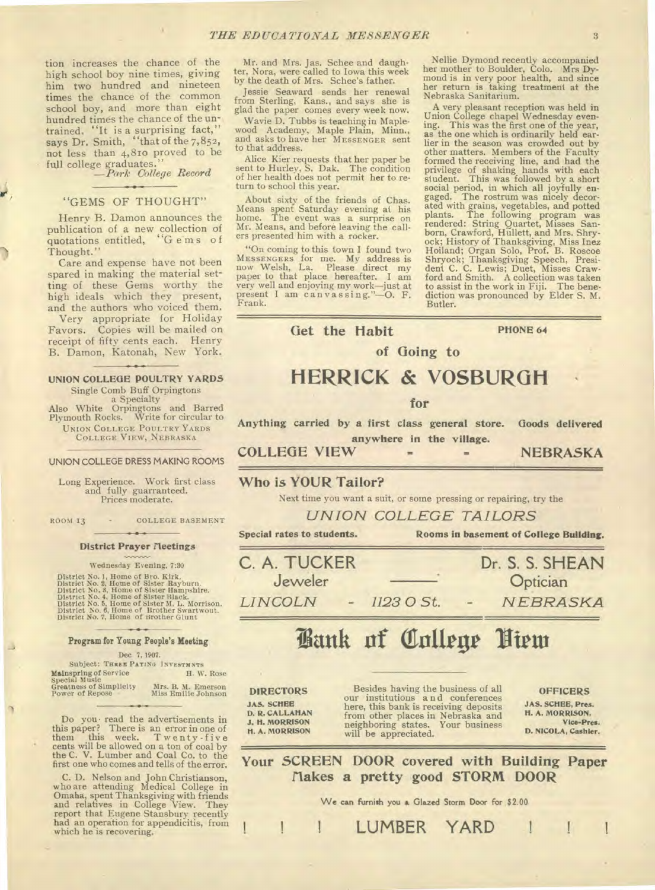tion increases the chance of the high school boy nine times, giving him two hundred and nineteen times the chance of the common school boy, and more than eight hundred times the chance of the untrained. "It is a surprising fact," says Dr. Smith, "that of the 7,852, not less than 4,810 proved to be full college graduates."

—*Park College Record*

## "GEMS OF THOUGHT"

Henry B. Damon announces the publication of a new collection of quotations entitled, "Gems of Thought."

Care and expense have not been spared in making the material setting of these Gems worthy the high ideals which they present, and the authors who voiced them.

Very appropriate for Holiday Favors. Copies will be mailed on receipt of fifty cents each. Henry B. Damon, Katonah, New York.

**UNION COLLEGE POULTRY YARDS**

Single Comb Buff Orpingtons a Specialty

Also White Orpingtons and Barred Plymouth Rocks. Write for circular to

UNION COLLEGE POULTRY YARDS
COLLEGE VIEW, NEBRASKA

**UNION COLLEGE DRESS MAKING ROOMS**

Long Experience. Work first class and fully guarranteed. Prices moderate.

ROOM 13 - COLLEGE BASEMENT

### District Prayer Meetings

Wednesday Evening, 7:30

District No. 1, Home of Bro. Kirk.
District No. 2, Home of Sister Rayburn.
District No. 3, Home of Sister Hampshire.
District No. 4, Home of Sister Black.
District No. 5, Home of Sister M. L. Morrison.
District No. 6, Home of Brother Swartwout.
District No. 7, Home of Brother Glunt

### Program for Young People's Meeting

Dec 7, 1907.

Subject: THREE PAYING INVESTMENTS

Mainspring of Service — H. W. Rose
Special Music
Greatness of Simplicity — Mrs. B. M. Emerson
Power of Repose — Miss Emilie Johnson

Do you read the advertisements in this paper? There is an error in one of them this week. Twenty-five cents will be allowed on a ton of coal by the C. V. Lumber and Coal Co. to the first one who comes and tells of the error.

C. D. Nelson and John Christianson, who are attending Medical College in Omaha, spent Thanksgiving with friends and relatives in College View. They report that Eugene Stansbury recently had an operation for appendicitis, from which he is recovering.

Mr. and Mrs. Jas. Schee and daughter, Nora, were called to Iowa this week by the death of Mrs. Schee's father.

Jessie Seaward sends her renewal from Sterling, Kans., and says she is glad the paper comes every week now.

Wavie D. Tubbs is teaching in Maplewood Academy, Maple Plain, Minn., and asks to have her MESSENGER sent to that address.

Alice Kier requests that her paper be sent to Hurley, S. Dak. The condition of her health does not permit her to return to school this year.

About sixty of the friends of Chas. Means spent Saturday evening at his home. The event was a surprise on Mr. Means, and before leaving the callers presented him with a rocker.

"On coming to this town I found two MESSENGERS for me. My address is now Welsh, La. Please direct my paper to that place hereafter. I am very well and enjoying my work—just at present I am canvassing."—O. F. Frank.

Nellie Dymond recently accompanied her mother to Boulder, Colo. Mrs Dymond is in very poor health, and since her return is taking treatment at the Nebraska Sanitarium.

A very pleasant reception was held in Union College chapel Wednesday evening. This was the first one of the year, as the one which is ordinarily held earlier in the season was crowded out by other matters. Members of the Faculty formed the receiving line, and had the privilege of shaking hands with each student. This was followed by a short social period, in which all joyfully engaged. The rostrum was nicely decorated with grains, vegetables, and potted plants. The following program was rendered: String Quartet, Misses Sanborn, Crawford, Hullett, and Mrs. Shryock; History of Thanksgiving, Miss Inez Hoiland; Organ Solo, Prof. B. Roscoe Shryock; Thanksgiving Speech, President C. C. Lewis; Duet, Misses Crawford and Smith. A collection was taken to assist in the work in Fiji. The benediction was pronounced by Elder S. M. Butler.

---

**Get the Habit** — **PHONE 64**

**of Going to**

## HERRICK & VOSBURGH

**for**

**Anything carried by a first class general store. Goods delivered anywhere in the village.**

**COLLEGE VIEW - - NEBRASKA**

---

### Who is YOUR Tailor?

Next time you want a suit, or some pressing or repairing, try the

*UNION COLLEGE TAILORS*

**Special rates to students.** **Rooms in basement of College Building.**

---

**C. A. TUCKER**
Jeweler

**Dr. S. S. SHEAN**
Optician

*LINCOLN - 1123 O St. - NEBRASKA*

---

## Bank of College View

**DIRECTORS**
JAS. SCHEE
D. R. CALLAHAN
J. H. MORRISON
H. A. MORRISON

Besides having the business of all our institutions and conferences here, this bank is receiving deposits from other places in Nebraska and neighboring states. Your business will be appreciated.

**OFFICERS**
JAS. SCHEE, Pres.
H. A. MORRISON, Vice-Pres.
D. NICOLA, Cashier.

---

**Your SCREEN DOOR covered with Building Paper Makes a pretty good STORM DOOR**

We can furnish you a Glazed Storm Door for $2.00

**! ! ! LUMBER YARD ! ! !**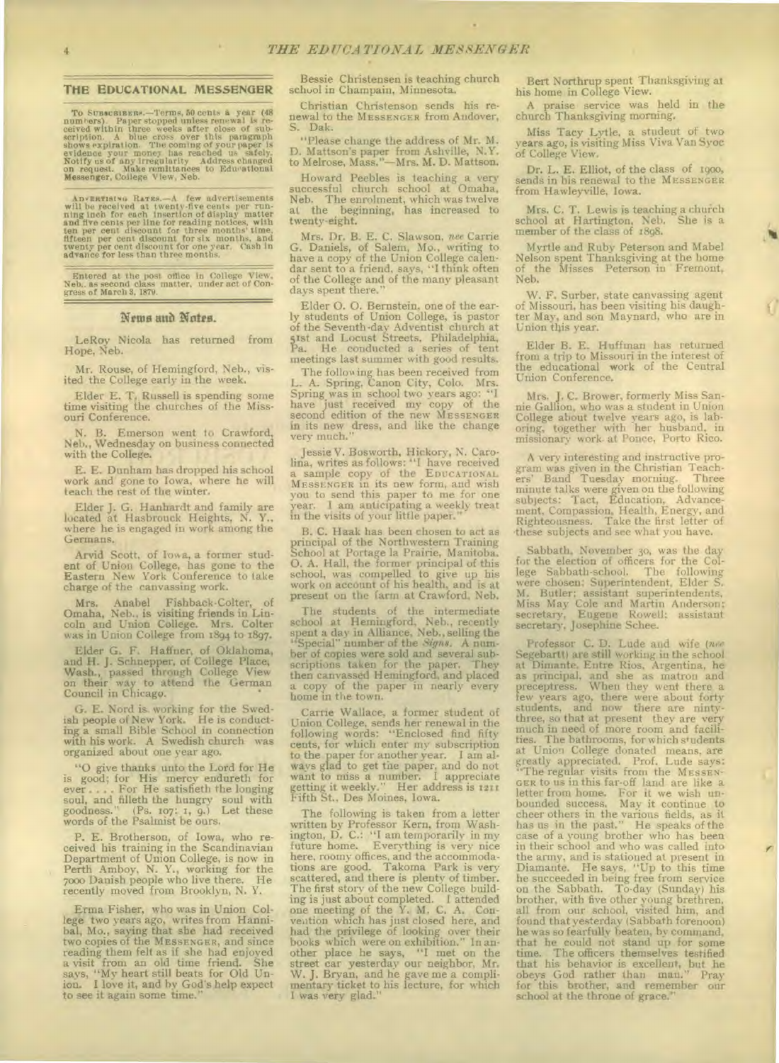## THE EDUCATIONAL MESSENGER

To SUBSCRIBERS.—Terms, 50 cents a year (48 numbers). Paper stopped unless renewal is received within three weeks after close of subscription. A blue cross over this paragraph shows expiration. The coming of your paper is evidence your money has reached us safely. Notify us of any irregularity Address changed on request. Make remittances to Educational Messenger, College View, Neb.

ADVERTISING RATES.—A few advertisements will be received at twenty-five cents per running inch for each insertion of display matter and five cents per line for reading notices, with ten per cent discount for three months' time, fifteen per cent discount for six months, and twenty per cent discount for one year. Cash in advance for less than three months.

Entered at the post office in College View, Neb., as second class matter, under act of Congress of March 3, 1879.

### News and Notes.

LeRoy Nicola has returned from Hope, Neb.

Mr. Rouse, of Hemingford, Neb., visited the College early in the week.

Elder E. T. Russell is spending some time visiting the churches of the Missouri Conference.

N. B. Emerson went to Crawford, Neb., Wednesday on business connected with the College.

E. E. Dunham has dropped his school work and gone to Iowa, where he will teach the rest of the winter.

Elder J. G. Hanhardt and family are located at Hasbrouck Heights, N. Y., where he is engaged in work among the Germans.

Arvid Scott, of Iowa, a former student of Union College, has gone to the Eastern New York Conference to take charge of the canvassing work.

Mrs. Anabel Fishback-Colter, of Omaha, Neb., is visiting friends in Lincoln and Union College. Mrs. Colter was in Union College from 1894 to 1897.

Elder G. F. Haffner, of Oklahoma, and H. J. Schnepper, of College Place, Wash., passed through College View on their way to attend the German Council in Chicago.

G. E. Nord is working for the Swedish people of New York. He is conducting a small Bible School in connection with his work. A Swedish church was organized about one year ago.

"O give thanks unto the Lord for He is good; for His mercy endureth for ever . . . . For He satisfieth the longing soul, and filleth the hungry soul with goodness." (Ps. 107: 1, 9.) Let these words of the Psalmist be ours.

P. E. Brotherson, of Iowa, who received his training in the Scandinavian Department of Union College, is now in Perth Amboy, N. Y., working for the 7000 Danish people who live there. He recently moved from Brooklyn, N. Y.

Erma Fisher, who was in Union College two years ago, writes from Hannibal, Mo., saying that she had received two copies of the MESSENGER, and since reading them felt as if she had enjoyed a visit from an old time friend. She says, "My heart still beats for Old Union. I love it, and by God's help expect to see it again some time."

Bessie Christensen is teaching church school in Champain, Minnesota.

Christian Christenson sends his renewal to the MESSENGER from Andover, S. Dak.

"Please change the address of Mr. M. D. Mattson's paper from Ashville, N.Y. to Melrose, Mass."—Mrs. M. D. Mattson.

Howard Peebles is teaching a very successful church school at Omaha, Neb. The enrolment, which was twelve at the beginning, has increased to twenty-eight.

Mrs. Dr. B. E. C. Slawson, *nee* Carrie G. Daniels, of Salem, Mo., writing to have a copy of the Union College calendar sent to a friend, says, "I think often of the College and of the many pleasant days spent there."

Elder O. O. Bernstein, one of the early students of Union College, is pastor of the Seventh-day Adventist church at 51st and Locust Streets, Philadelphia, Pa. He conducted a series of tent meetings last summer with good results.

The following has been received from L. A. Spring, Canon City, Colo. Mrs. Spring was in school two years ago: "I have just received my copy of the second edition of the new MESSENGER in its new dress, and like the change very much."

Jessie V. Bosworth, Hickory, N. Carolina, writes as follows: "I have received a sample copy of the EDUCATIONAL MESSENGER in its new form, and wish you to send this paper to me for one year. I am anticipating a weekly treat in the visits of your little paper."

B. C. Haak has been chosen to act as principal of the Northwestern Training School at Portage la Prairie, Manitoba. O. A. Hall, the former principal of this school, was compelled to give up his work on account of his health, and is at present on the farm at Crawford, Neb.

The students of the intermediate school at Hemingford, Neb., recently spent a day in Alliance, Neb., selling the "Special" number of the *Signs*. A number of copies were sold and several subscriptions taken for the paper. They then canvassed Hemingford, and placed a copy of the paper in nearly every home in the town.

Carrie Wallace, a former student of Union College, sends her renewal in the following words: "Enclosed find fifty cents, for which enter my subscription to the paper for another year. I am always glad to get the paper, and do not want to miss a number. I appreciate getting it weekly." Her address is 1211 Fifth St., Des Moines, Iowa.

The following is taken from a letter written by Professor Kern, from Washington, D. C.: "I am temporarily in my future home. Everything is very nice here, roomy offices, and the accommodations are good. Takoma Park is very scattered, and there is plenty of timber. The first story of the new College building is just about completed. I attended one meeting of the Y. M. C. A. Convention which has just closed here, and had the privilege of looking over their books which were on exhibition." In another place he says, "I met on the street car yesterday our neighbor, Mr. W. J. Bryan, and he gave me a complimentary ticket to his lecture, for which I was very glad."

Bert Northrup spent Thanksgiving at his home in College View.

A praise service was held in the church Thanksgiving morning.

Miss Tacy Lytle, a student of two years ago, is visiting Miss Viva Van Syoc of College View.

Dr. L. E. Elliot, of the class of 1900, sends in his renewal to the MESSENGER from Hawleyville, Iowa.

Mrs. C. T. Lewis is teaching a church school at Hartington, Neb. She is a member of the class of 1898.

Myrtle and Ruby Peterson and Mabel Nelson spent Thanksgiving at the home of the Misses Peterson in Fremont, Neb.

W. F. Surber, state canvassing agent of Missouri, has been visiting his daughter May, and son Maynard, who are in Union this year.

Elder B. E. Huffman has returned from a trip to Missouri in the interest of the educational work of the Central Union Conference.

Mrs. J. C. Brower, formerly Miss Sannie Gallion, who was a student in Union College about twelve years ago, is laboring, together with her husband, in missionary work at Ponce, Porto Rico.

A very interesting and instructive program was given in the Christian Teachers' Band Tuesday morning. Three minute talks were given on the following subjects: Tact, Education, Advancement, Compassion, Health, Energy, and Righteousness. Take the first letter of these subjects and see what you have.

Sabbath, November 30, was the day for the election of officers for the College Sabbath-school. The following were chosen: Superintendent, Elder S. M. Butler; assistant superintendents, Miss May Cole and Martin Anderson; secretary, Eugene Rowell; assistant secretary, Josephine Schee.

Professor C. D. Lude and wife (*nee* Segebartt) are still working in the school at Dimante, Entre Rios, Argentina, he as principal, and she as matron and preceptress. When they went there a few years ago, there were about forty students, and now there are ninety-three, so that at present they are very much in need of more room and facilities. The bathrooms, for which students at Union College donated means, are greatly appreciated. Prof. Lude says: "The regular visits from the MESSENGER to us in this far-off land are like a letter from home. For it we wish unbounded success. May it continue to cheer others in the various fields, as it has us in the past." He speaks of the case of a young brother who has been in their school and who was called into the army, and is stationed at present in Diamante. He says, "Up to this time he succeeded in being free from service on the Sabbath. To-day (Sunday) his brother, with five other young brethren, all from our school, visited him, and found that yesterday (Sabbath forenoon) he was so fearfully beaten, by command, that he could not stand up for some time. The officers themselves testified that his behavior is excellent, but he obeys God rather than man." Pray for this brother, and remember our school at the throne of grace."